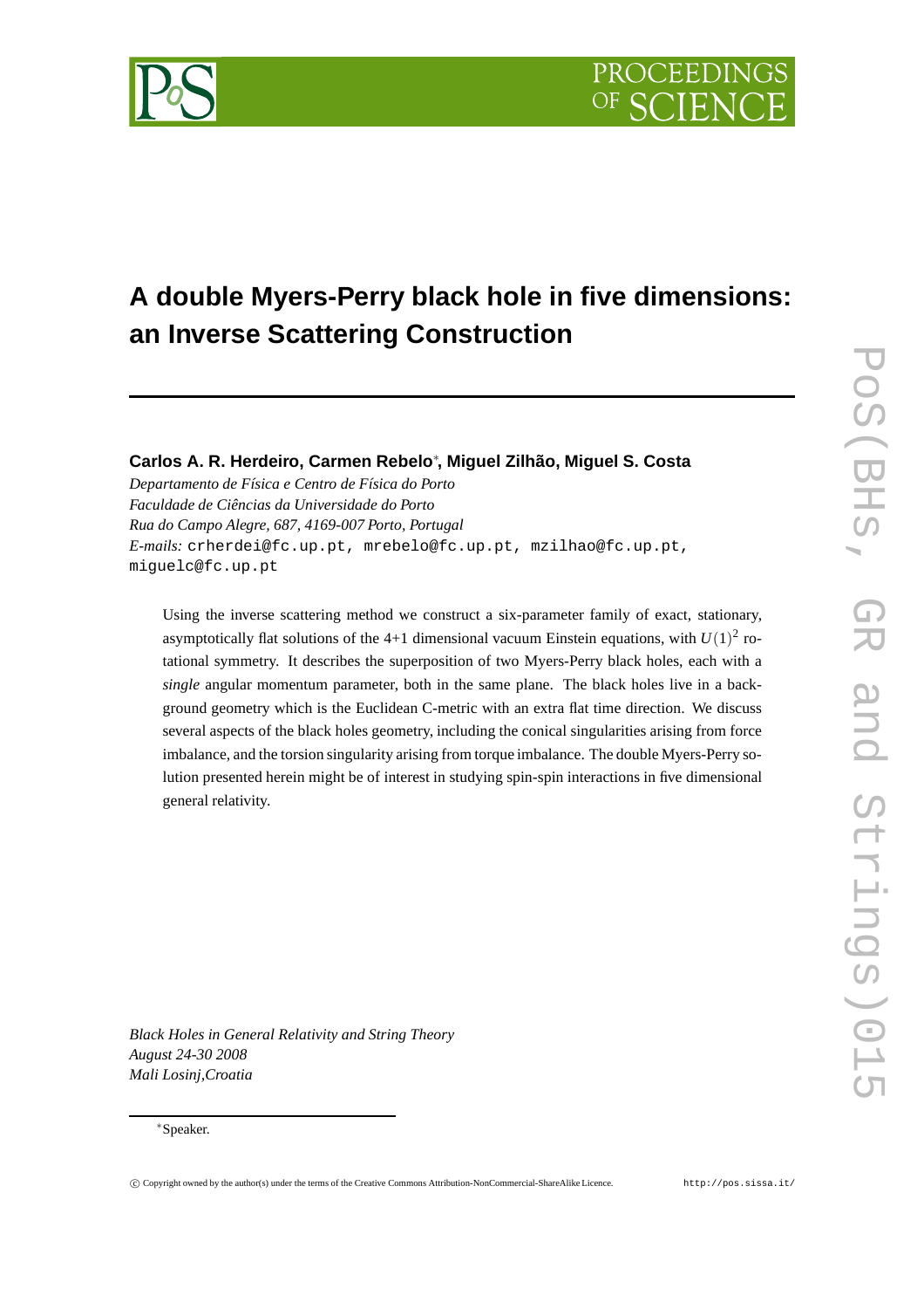# A double Myers-Perry black hole in five dimensions: an Inverse Scattering Construction

**Carlos A. R. Herdeiro, Carmen Rebelo[*], Miguel Zilhão, Miguel S. Costa**

*Departamento de Física e Centro de Física do Porto*
*Faculdade de Ciências da Universidade do Porto*
*Rua do Campo Alegre, 687, 4169-007 Porto, Portugal*
*E-mails:* `crherdei@fc.up.pt`, `mrebelo@fc.up.pt`, `mzilhao@fc.up.pt`, `miguelc@fc.up.pt`

Using the inverse scattering method we construct a six-parameter family of exact, stationary, asymptotically flat solutions of the 4+1 dimensional vacuum Einstein equations, with $U(1)^2$ rotational symmetry. It describes the superposition of two Myers-Perry black holes, each with a *single* angular momentum parameter, both in the same plane. The black holes live in a background geometry which is the Euclidean C-metric with an extra flat time direction. We discuss several aspects of the black holes geometry, including the conical singularities arising from force imbalance, and the torsion singularity arising from torque imbalance. The double Myers-Perry solution presented herein might be of interest in studying spin-spin interactions in five dimensional general relativity.

*Black Holes in General Relativity and String Theory*
*August 24-30 2008*
*Mali Losinj,Croatia*

[*]Speaker.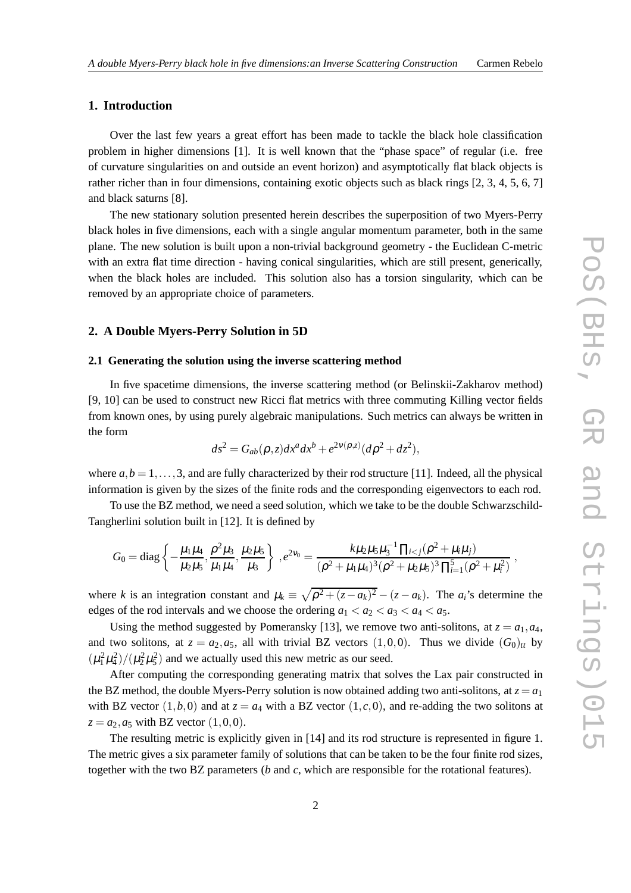## 1. Introduction

Over the last few years a great effort has been made to tackle the black hole classification problem in higher dimensions [1]. It is well known that the "phase space" of regular (i.e. free of curvature singularities on and outside an event horizon) and asymptotically flat black objects is rather richer than in four dimensions, containing exotic objects such as black rings [2, 3, 4, 5, 6, 7] and black saturns [8].

The new stationary solution presented herein describes the superposition of two Myers-Perry black holes in five dimensions, each with a single angular momentum parameter, both in the same plane. The new solution is built upon a non-trivial background geometry - the Euclidean C-metric with an extra flat time direction - having conical singularities, which are still present, generically, when the black holes are included. This solution also has a torsion singularity, which can be removed by an appropriate choice of parameters.

## 2. A Double Myers-Perry Solution in 5D

### 2.1 Generating the solution using the inverse scattering method

In five spacetime dimensions, the inverse scattering method (or Belinskii-Zakharov method) [9, 10] can be used to construct new Ricci flat metrics with three commuting Killing vector fields from known ones, by using purely algebraic manipulations. Such metrics can always be written in the form

$$ds^2 = G_{ab}(\rho,z)dx^a dx^b + e^{2\nu(\rho,z)}(d\rho^2 + dz^2),$$

where $a,b = 1,\ldots,3$, and are fully characterized by their rod structure [11]. Indeed, all the physical information is given by the sizes of the finite rods and the corresponding eigenvectors to each rod.

To use the BZ method, we need a seed solution, which we take to be the double Schwarzschild-Tangherlini solution built in [12]. It is defined by

$$G_0 = \text{diag}\left\{-\frac{\mu_1\mu_4}{\mu_2\mu_5}, \frac{\rho^2\mu_3}{\mu_1\mu_4}, \frac{\mu_2\mu_5}{\mu_3}\right\}\ ,e^{2\nu_0} = \frac{k\mu_2\mu_5\mu_3^{-1}\prod_{i<j}(\rho^2+\mu_i\mu_j)}{(\rho^2+\mu_1\mu_4)^3(\rho^2+\mu_2\mu_5)^3\prod_{i=1}^{5}(\rho^2+\mu_i^2)}\ ,$$

where $k$ is an integration constant and $\mu_k \equiv \sqrt{\rho^2+(z-a_k)^2} - (z-a_k)$. The $a_i$'s determine the edges of the rod intervals and we choose the ordering $a_1 < a_2 < a_3 < a_4 < a_5$.

Using the method suggested by Pomeransky [13], we remove two anti-solitons, at $z = a_1, a_4$, and two solitons, at $z = a_2, a_5$, all with trivial BZ vectors $(1,0,0)$. Thus we divide $(G_0)_{tt}$ by $(\mu_1^2\mu_4^2)/(\mu_2^2\mu_5^2)$ and we actually used this new metric as our seed.

After computing the corresponding generating matrix that solves the Lax pair constructed in the BZ method, the double Myers-Perry solution is now obtained adding two anti-solitons, at $z = a_1$ with BZ vector $(1,b,0)$ and at $z = a_4$ with a BZ vector $(1,c,0)$, and re-adding the two solitons at $z = a_2, a_5$ with BZ vector $(1,0,0)$.

The resulting metric is explicitly given in [14] and its rod structure is represented in figure 1. The metric gives a six parameter family of solutions that can be taken to be the four finite rod sizes, together with the two BZ parameters ($b$ and $c$, which are responsible for the rotational features).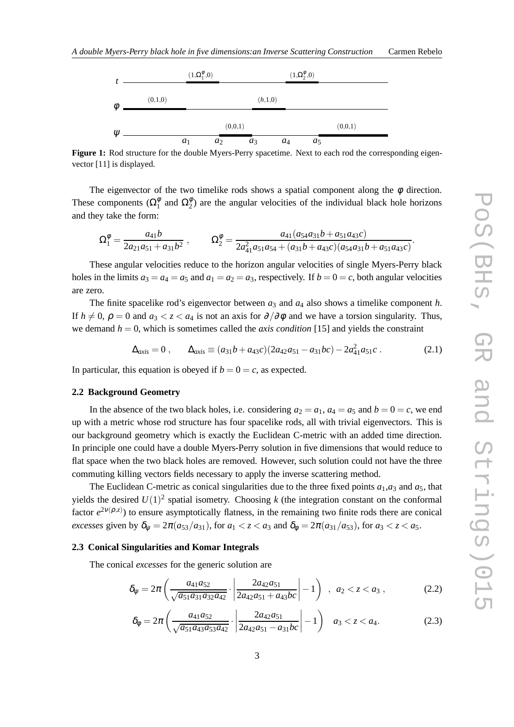**Figure 1:** Rod structure for the double Myers-Perry spacetime. Next to each rod the corresponding eigenvector [11] is displayed.

The eigenvector of the two timelike rods shows a spatial component along the $\phi$ direction. These components ($\Omega_1^\phi$ and $\Omega_2^\phi$) are the angular velocities of the individual black hole horizons and they take the form:

$$\Omega_1^\phi = \frac{a_{41}b}{2a_{21}a_{51}+a_{31}b^2}\,, \qquad \Omega_2^\phi = \frac{a_{41}(a_{54}a_{31}b+a_{51}a_{43}c)}{2a_{41}^2a_{51}a_{54}+(a_{31}b+a_{43}c)(a_{54}a_{31}b+a_{51}a_{43}c)}.$$

These angular velocities reduce to the horizon angular velocities of single Myers-Perry black holes in the limits $a_3 = a_4 = a_5$ and $a_1 = a_2 = a_3$, respectively. If $b = 0 = c$, both angular velocities are zero.

The finite spacelike rod's eigenvector between $a_3$ and $a_4$ also shows a timelike component $h$. If $h \neq 0$, $\rho = 0$ and $a_3 < z < a_4$ is not an axis for $\partial/\partial\phi$ and we have a torsion singularity. Thus, we demand $h = 0$, which is sometimes called the *axis condition* [15] and yields the constraint

$$\Delta_{axis} = 0\,, \qquad \Delta_{axis} \equiv (a_{31}b+a_{43}c)(2a_{42}a_{51}-a_{31}bc)-2a_{41}^2a_{51}c\,. \tag{2.1}$$

In particular, this equation is obeyed if $b = 0 = c$, as expected.

### 2.2 Background Geometry

In the absence of the two black holes, i.e. considering $a_2 = a_1$, $a_4 = a_5$ and $b = 0 = c$, we end up with a metric whose rod structure has four spacelike rods, all with trivial eigenvectors. This is our background geometry which is exactly the Euclidean C-metric with an added time direction. In principle one could have a double Myers-Perry solution in five dimensions that would reduce to flat space when the two black holes are removed. However, such solution could not have the three commuting killing vectors fields necessary to apply the inverse scattering method.

The Euclidean C-metric as conical singularities due to the three fixed points $a_1$,$a_3$ and $a_5$, that yields the desired $U(1)^2$ spatial isometry. Choosing $k$ (the integration constant on the conformal factor $e^{2\nu(\rho,z)}$) to ensure asymptotically flatness, in the remaining two finite rods there are conical *excesses* given by $\delta_\psi = 2\pi(a_{53}/a_{31})$, for $a_1 < z < a_3$ and $\delta_\phi = 2\pi(a_{31}/a_{53})$, for $a_3 < z < a_5$.

### 2.3 Conical Singularities and Komar Integrals

The conical *excesses* for the generic solution are

$$\delta_\psi = 2\pi\left(\frac{a_{41}a_{52}}{\sqrt{a_{51}a_{31}a_{32}a_{42}}}\cdot\left|\frac{2a_{42}a_{51}}{2a_{42}a_{51}+a_{43}bc}\right|-1\right)\;,\;\; a_2 < z < a_3\,, \tag{2.2}$$

$$\delta_\phi = 2\pi\left(\frac{a_{41}a_{52}}{\sqrt{a_{51}a_{43}a_{53}a_{42}}}\cdot\left|\frac{2a_{42}a_{51}}{2a_{42}a_{51}-a_{31}bc}\right|-1\right)\quad a_3 < z < a_4. \tag{2.3}$$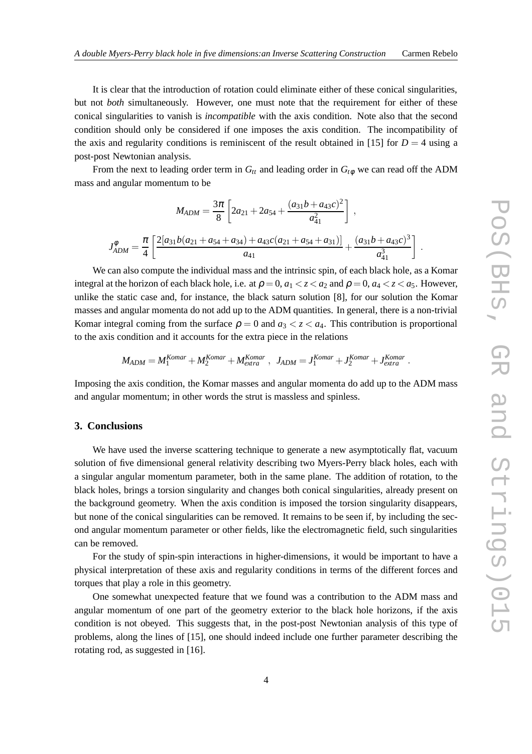It is clear that the introduction of rotation could eliminate either of these conical singularities, but not *both* simultaneously. However, one must note that the requirement for either of these conical singularities to vanish is *incompatible* with the axis condition. Note also that the second condition should only be considered if one imposes the axis condition. The incompatibility of the axis and regularity conditions is reminiscent of the result obtained in [15] for $D=4$ using a post-post Newtonian analysis.

From the next to leading order term in $G_{tt}$ and leading order in $G_{t\phi}$ we can read off the ADM mass and angular momentum to be

$$M_{ADM} = \frac{3\pi}{8}\left[2a_{21} + 2a_{54} + \frac{(a_{31}b + a_{43}c)^2}{a_{41}^2}\right] ,$$

$$J^{\varphi}_{ADM} = \frac{\pi}{4}\left[\frac{2[a_{31}b(a_{21}+a_{54}+a_{34}) + a_{43}c(a_{21}+a_{54}+a_{31})]}{a_{41}} + \frac{(a_{31}b+a_{43}c)^3}{a_{41}^3}\right] .$$

We can also compute the individual mass and the intrinsic spin, of each black hole, as a Komar integral at the horizon of each black hole, i.e. at $\rho = 0$, $a_1 < z < a_2$ and $\rho = 0$, $a_4 < z < a_5$. However, unlike the static case and, for instance, the black saturn solution [8], for our solution the Komar masses and angular momenta do not add up to the ADM quantities. In general, there is a non-trivial Komar integral coming from the surface $\rho = 0$ and $a_3 < z < a_4$. This contribution is proportional to the axis condition and it accounts for the extra piece in the relations

$$M_{ADM} = M_1^{Komar} + M_2^{Komar} + M_{extra}^{Komar} \ , \ \ J_{ADM} = J_1^{Komar} + J_2^{Komar} + J_{extra}^{Komar} \ .$$

Imposing the axis condition, the Komar masses and angular momenta do add up to the ADM mass and angular momentum; in other words the strut is massless and spinless.

## 3. Conclusions

We have used the inverse scattering technique to generate a new asymptotically flat, vacuum solution of five dimensional general relativity describing two Myers-Perry black holes, each with a singular angular momentum parameter, both in the same plane. The addition of rotation, to the black holes, brings a torsion singularity and changes both conical singularities, already present on the background geometry. When the axis condition is imposed the torsion singularity disappears, but none of the conical singularities can be removed. It remains to be seen if, by including the second angular momentum parameter or other fields, like the electromagnetic field, such singularities can be removed.

For the study of spin-spin interactions in higher-dimensions, it would be important to have a physical interpretation of these axis and regularity conditions in terms of the different forces and torques that play a role in this geometry.

One somewhat unexpected feature that we found was a contribution to the ADM mass and angular momentum of one part of the geometry exterior to the black hole horizons, if the axis condition is not obeyed. This suggests that, in the post-post Newtonian analysis of this type of problems, along the lines of [15], one should indeed include one further parameter describing the rotating rod, as suggested in [16].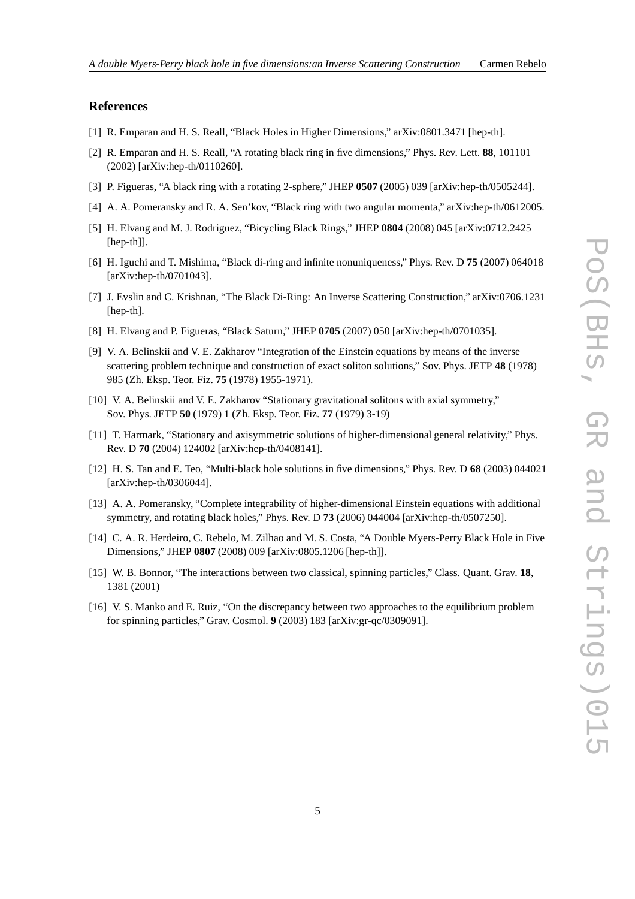## References

[1] R. Emparan and H. S. Reall, "Black Holes in Higher Dimensions," arXiv:0801.3471 [hep-th].

[2] R. Emparan and H. S. Reall, "A rotating black ring in five dimensions," Phys. Rev. Lett. **88**, 101101 (2002) [arXiv:hep-th/0110260].

[3] P. Figueras, "A black ring with a rotating 2-sphere," JHEP **0507** (2005) 039 [arXiv:hep-th/0505244].

[4] A. A. Pomeransky and R. A. Sen'kov, "Black ring with two angular momenta," arXiv:hep-th/0612005.

[5] H. Elvang and M. J. Rodriguez, "Bicycling Black Rings," JHEP **0804** (2008) 045 [arXiv:0712.2425 [hep-th]].

[6] H. Iguchi and T. Mishima, "Black di-ring and infinite nonuniqueness," Phys. Rev. D **75** (2007) 064018 [arXiv:hep-th/0701043].

[7] J. Evslin and C. Krishnan, "The Black Di-Ring: An Inverse Scattering Construction," arXiv:0706.1231 [hep-th].

[8] H. Elvang and P. Figueras, "Black Saturn," JHEP **0705** (2007) 050 [arXiv:hep-th/0701035].

[9] V. A. Belinskii and V. E. Zakharov "Integration of the Einstein equations by means of the inverse scattering problem technique and construction of exact soliton solutions," Sov. Phys. JETP **48** (1978) 985 (Zh. Eksp. Teor. Fiz. **75** (1978) 1955-1971).

[10] V. A. Belinskii and V. E. Zakharov "Stationary gravitational solitons with axial symmetry," Sov. Phys. JETP **50** (1979) 1 (Zh. Eksp. Teor. Fiz. **77** (1979) 3-19)

[11] T. Harmark, "Stationary and axisymmetric solutions of higher-dimensional general relativity," Phys. Rev. D **70** (2004) 124002 [arXiv:hep-th/0408141].

[12] H. S. Tan and E. Teo, "Multi-black hole solutions in five dimensions," Phys. Rev. D **68** (2003) 044021 [arXiv:hep-th/0306044].

[13] A. A. Pomeransky, "Complete integrability of higher-dimensional Einstein equations with additional symmetry, and rotating black holes," Phys. Rev. D **73** (2006) 044004 [arXiv:hep-th/0507250].

[14] C. A. R. Herdeiro, C. Rebelo, M. Zilhao and M. S. Costa, "A Double Myers-Perry Black Hole in Five Dimensions," JHEP **0807** (2008) 009 [arXiv:0805.1206 [hep-th]].

[15] W. B. Bonnor, "The interactions between two classical, spinning particles," Class. Quant. Grav. **18**, 1381 (2001)

[16] V. S. Manko and E. Ruiz, "On the discrepancy between two approaches to the equilibrium problem for spinning particles," Grav. Cosmol. **9** (2003) 183 [arXiv:gr-qc/0309091].